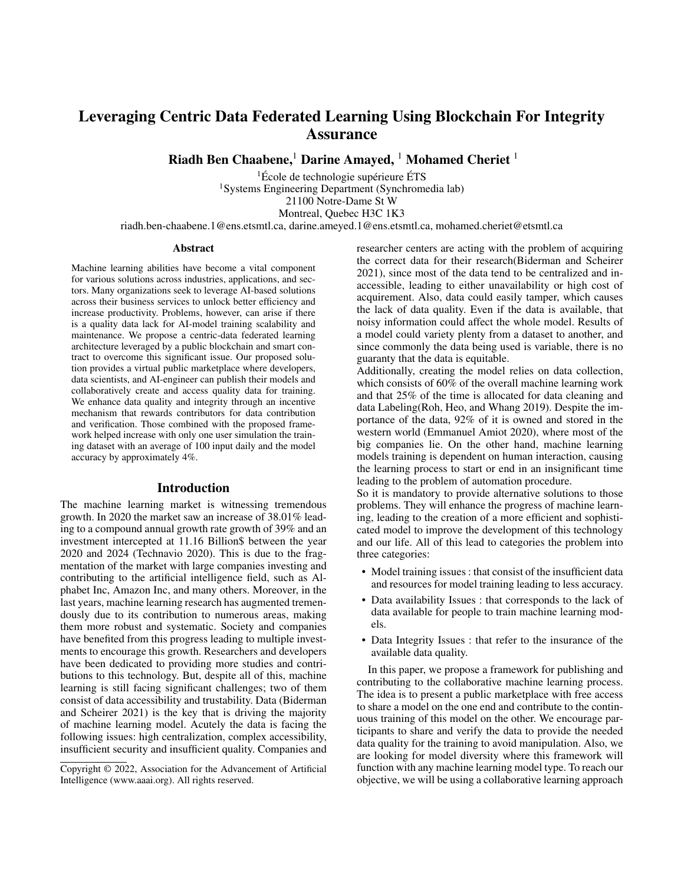# Leveraging Centric Data Federated Learning Using Blockchain For Integrity Assurance

**Riadh Ben Chaabene,[1] Darine Amayed, [1] Mohamed Cheriet [1]**

[1]École de technologie supérieure ÉTS
[1]Systems Engineering Department (Synchromedia lab)
21100 Notre-Dame St W
Montreal, Quebec H3C 1K3
riadh.ben-chaabene.1@ens.etsmtl.ca, darine.ameyed.1@ens.etsmtl.ca, mohamed.cheriet@etsmtl.ca

## Abstract

Machine learning abilities have become a vital component for various solutions across industries, applications, and sectors. Many organizations seek to leverage AI-based solutions across their business services to unlock better efficiency and increase productivity. Problems, however, can arise if there is a quality data lack for AI-model training scalability and maintenance. We propose a centric-data federated learning architecture leveraged by a public blockchain and smart contract to overcome this significant issue. Our proposed solution provides a virtual public marketplace where developers, data scientists, and AI-engineer can publish their models and collaboratively create and access quality data for training. We enhance data quality and integrity through an incentive mechanism that rewards contributors for data contribution and verification. Those combined with the proposed framework helped increase with only one user simulation the training dataset with an average of 100 input daily and the model accuracy by approximately 4%.

## Introduction

The machine learning market is witnessing tremendous growth. In 2020 the market saw an increase of 38.01% leading to a compound annual growth rate growth of 39% and an investment intercepted at 11.16 Billion$ between the year 2020 and 2024 (Technavio 2020). This is due to the fragmentation of the market with large companies investing and contributing to the artificial intelligence field, such as Alphabet Inc, Amazon Inc, and many others. Moreover, in the last years, machine learning research has augmented tremendously due to its contribution to numerous areas, making them more robust and systematic. Society and companies have benefited from this progress leading to multiple investments to encourage this growth. Researchers and developers have been dedicated to providing more studies and contributions to this technology. But, despite all of this, machine learning is still facing significant challenges; two of them consist of data accessibility and trustability. Data (Biderman and Scheirer 2021) is the key that is driving the majority of machine learning model. Acutely the data is facing the following issues: high centralization, complex accessibility, insufficient security and insufficient quality. Companies and researcher centers are acting with the problem of acquiring the correct data for their research(Biderman and Scheirer 2021), since most of the data tend to be centralized and inaccessible, leading to either unavailability or high cost of acquirement. Also, data could easily tamper, which causes the lack of data quality. Even if the data is available, that noisy information could affect the whole model. Results of a model could variety plenty from a dataset to another, and since commonly the data being used is variable, there is no guaranty that the data is equitable.

Additionally, creating the model relies on data collection, which consists of 60% of the overall machine learning work and that 25% of the time is allocated for data cleaning and data Labeling(Roh, Heo, and Whang 2019). Despite the importance of the data, 92% of it is owned and stored in the western world (Emmanuel Amiot 2020), where most of the big companies lie. On the other hand, machine learning models training is dependent on human interaction, causing the learning process to start or end in an insignificant time leading to the problem of automation procedure.

So it is mandatory to provide alternative solutions to those problems. They will enhance the progress of machine learning, leading to the creation of a more efficient and sophisticated model to improve the development of this technology and our life. All of this lead to categories the problem into three categories:

- Model training issues : that consist of the insufficient data and resources for model training leading to less accuracy.
- Data availability Issues : that corresponds to the lack of data available for people to train machine learning models.
- Data Integrity Issues : that refer to the insurance of the available data quality.

In this paper, we propose a framework for publishing and contributing to the collaborative machine learning process. The idea is to present a public marketplace with free access to share a model on the one end and contribute to the continuous training of this model on the other. We encourage participants to share and verify the data to provide the needed data quality for the training to avoid manipulation. Also, we are looking for model diversity where this framework will function with any machine learning model type. To reach our objective, we will be using a collaborative learning approach

Copyright © 2022, Association for the Advancement of Artificial Intelligence (www.aaai.org). All rights reserved.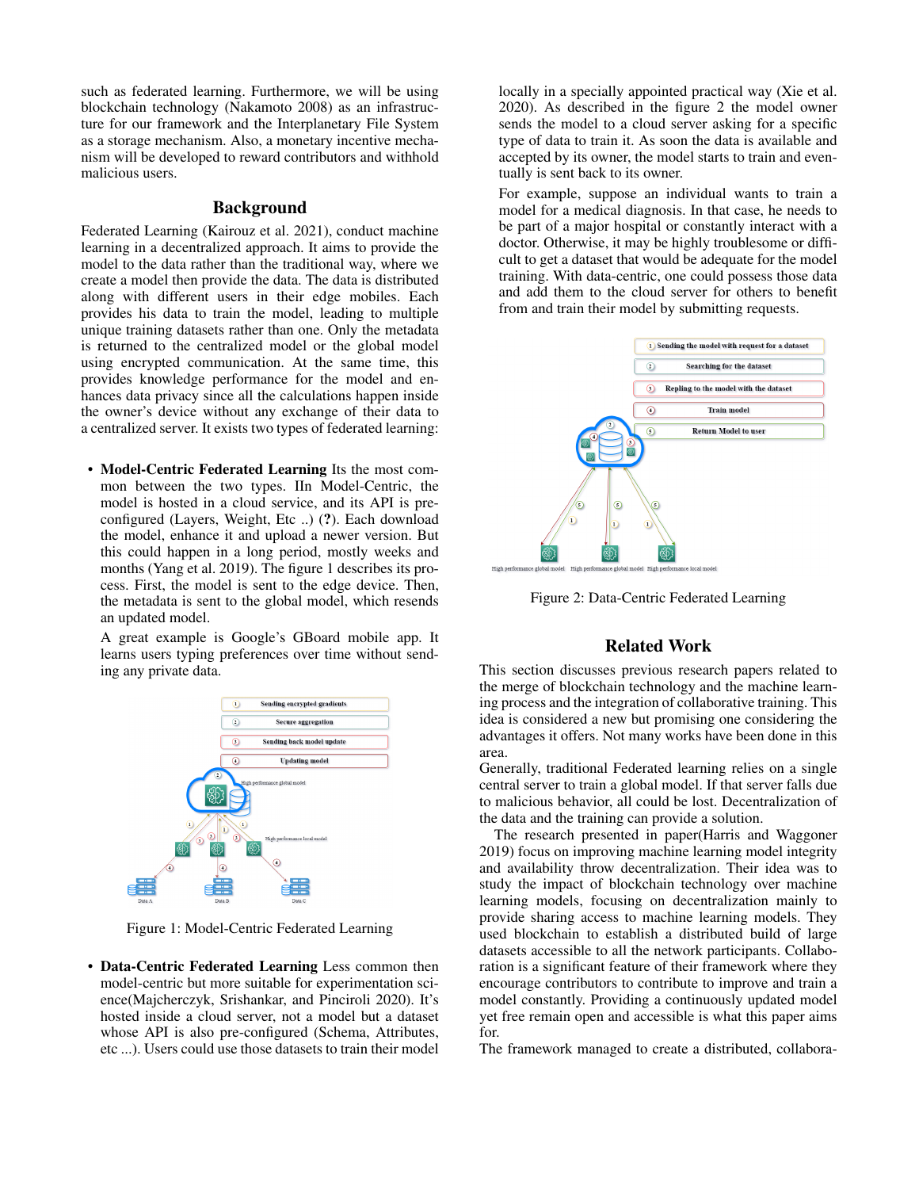such as federated learning. Furthermore, we will be using blockchain technology (Nakamoto 2008) as an infrastructure for our framework and the Interplanetary File System as a storage mechanism. Also, a monetary incentive mechanism will be developed to reward contributors and withhold malicious users.

## Background

Federated Learning (Kairouz et al. 2021), conduct machine learning in a decentralized approach. It aims to provide the model to the data rather than the traditional way, where we create a model then provide the data. The data is distributed along with different users in their edge mobiles. Each provides his data to train the model, leading to multiple unique training datasets rather than one. Only the metadata is returned to the centralized model or the global model using encrypted communication. At the same time, this provides knowledge performance for the model and enhances data privacy since all the calculations happen inside the owner's device without any exchange of their data to a centralized server. It exists two types of federated learning:

- **Model-Centric Federated Learning** Its the most common between the two types. IIn Model-Centric, the model is hosted in a cloud service, and its API is preconfigured (Layers, Weight, Etc ..) (**?**). Each download the model, enhance it and upload a newer version. But this could happen in a long period, mostly weeks and months (Yang et al. 2019). The figure 1 describes its process. First, the model is sent to the edge device. Then, the metadata is sent to the global model, which resends an updated model.

  A great example is Google's GBoard mobile app. It learns users typing preferences over time without sending any private data.

Figure 1: Model-Centric Federated Learning

- **Data-Centric Federated Learning** Less common then model-centric but more suitable for experimentation science(Majcherczyk, Srishankar, and Pinciroli 2020). It's hosted inside a cloud server, not a model but a dataset whose API is also pre-configured (Schema, Attributes, etc ...). Users could use those datasets to train their model locally in a specially appointed practical way (Xie et al. 2020). As described in the figure 2 the model owner sends the model to a cloud server asking for a specific type of data to train it. As soon the data is available and accepted by its owner, the model starts to train and eventually is sent back to its owner.

  For example, suppose an individual wants to train a model for a medical diagnosis. In that case, he needs to be part of a major hospital or constantly interact with a doctor. Otherwise, it may be highly troublesome or difficult to get a dataset that would be adequate for the model training. With data-centric, one could possess those data and add them to the cloud server for others to benefit from and train their model by submitting requests.

Figure 2: Data-Centric Federated Learning

## Related Work

This section discusses previous research papers related to the merge of blockchain technology and the machine learning process and the integration of collaborative training. This idea is considered a new but promising one considering the advantages it offers. Not many works have been done in this area.

Generally, traditional Federated learning relies on a single central server to train a global model. If that server falls due to malicious behavior, all could be lost. Decentralization of the data and the training can provide a solution.

The research presented in paper(Harris and Waggoner 2019) focus on improving machine learning model integrity and availability throw decentralization. Their idea was to study the impact of blockchain technology over machine learning models, focusing on decentralization mainly to provide sharing access to machine learning models. They used blockchain to establish a distributed build of large datasets accessible to all the network participants. Collaboration is a significant feature of their framework where they encourage contributors to contribute to improve and train a model constantly. Providing a continuously updated model yet free remain open and accessible is what this paper aims for.

The framework managed to create a distributed, collabora-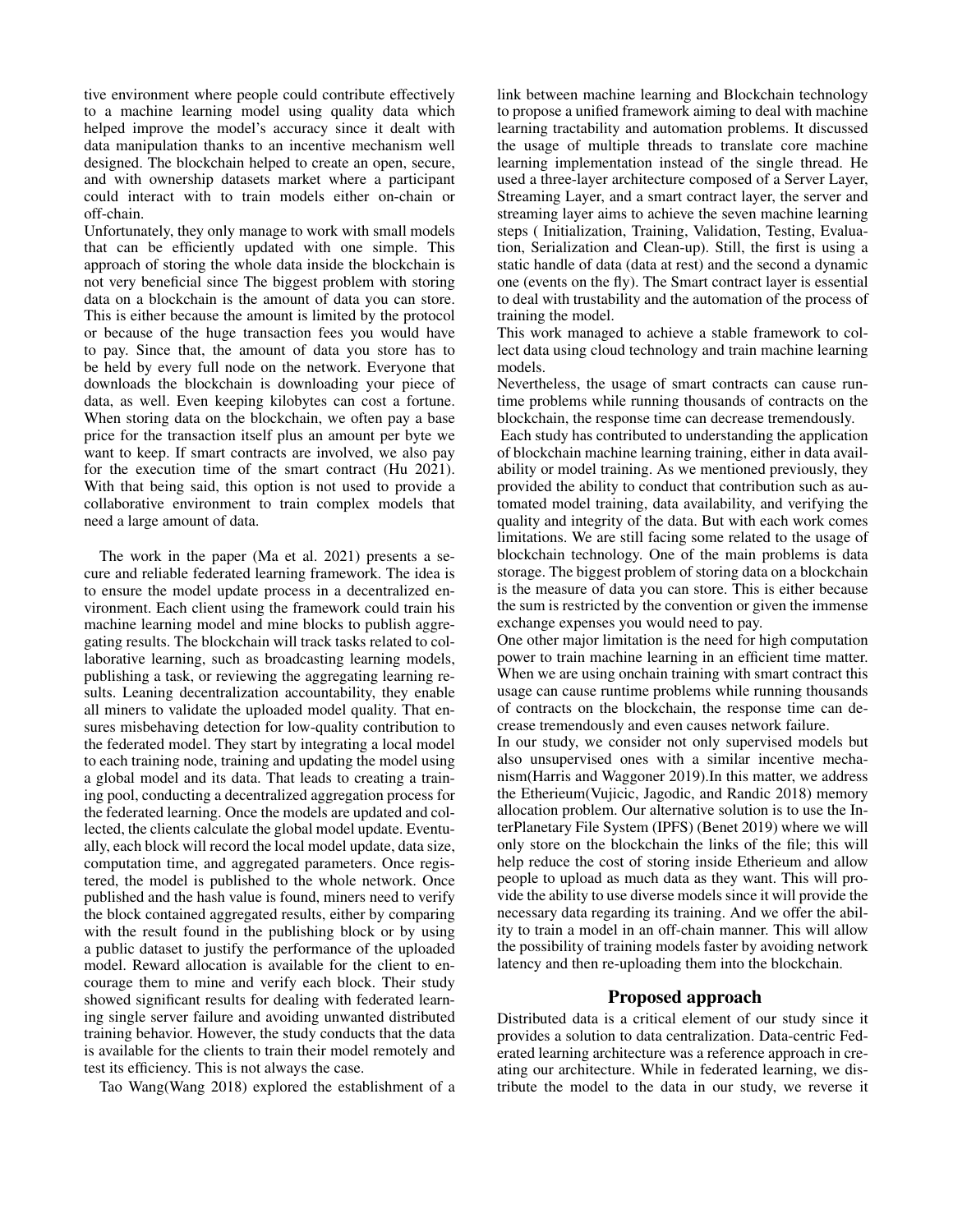tive environment where people could contribute effectively to a machine learning model using quality data which helped improve the model's accuracy since it dealt with data manipulation thanks to an incentive mechanism well designed. The blockchain helped to create an open, secure, and with ownership datasets market where a participant could interact with to train models either on-chain or off-chain.

Unfortunately, they only manage to work with small models that can be efficiently updated with one simple. This approach of storing the whole data inside the blockchain is not very beneficial since The biggest problem with storing data on a blockchain is the amount of data you can store. This is either because the amount is limited by the protocol or because of the huge transaction fees you would have to pay. Since that, the amount of data you store has to be held by every full node on the network. Everyone that downloads the blockchain is downloading your piece of data, as well. Even keeping kilobytes can cost a fortune. When storing data on the blockchain, we often pay a base price for the transaction itself plus an amount per byte we want to keep. If smart contracts are involved, we also pay for the execution time of the smart contract (Hu 2021). With that being said, this option is not used to provide a collaborative environment to train complex models that need a large amount of data.

The work in the paper (Ma et al. 2021) presents a secure and reliable federated learning framework. The idea is to ensure the model update process in a decentralized environment. Each client using the framework could train his machine learning model and mine blocks to publish aggregating results. The blockchain will track tasks related to collaborative learning, such as broadcasting learning models, publishing a task, or reviewing the aggregating learning results. Leaning decentralization accountability, they enable all miners to validate the uploaded model quality. That ensures misbehaving detection for low-quality contribution to the federated model. They start by integrating a local model to each training node, training and updating the model using a global model and its data. That leads to creating a training pool, conducting a decentralized aggregation process for the federated learning. Once the models are updated and collected, the clients calculate the global model update. Eventually, each block will record the local model update, data size, computation time, and aggregated parameters. Once registered, the model is published to the whole network. Once published and the hash value is found, miners need to verify the block contained aggregated results, either by comparing with the result found in the publishing block or by using a public dataset to justify the performance of the uploaded model. Reward allocation is available for the client to encourage them to mine and verify each block. Their study showed significant results for dealing with federated learning single server failure and avoiding unwanted distributed training behavior. However, the study conducts that the data is available for the clients to train their model remotely and test its efficiency. This is not always the case.

Tao Wang(Wang 2018) explored the establishment of a link between machine learning and Blockchain technology to propose a unified framework aiming to deal with machine learning tractability and automation problems. It discussed the usage of multiple threads to translate core machine learning implementation instead of the single thread. He used a three-layer architecture composed of a Server Layer, Streaming Layer, and a smart contract layer, the server and streaming layer aims to achieve the seven machine learning steps ( Initialization, Training, Validation, Testing, Evaluation, Serialization and Clean-up). Still, the first is using a static handle of data (data at rest) and the second a dynamic one (events on the fly). The Smart contract layer is essential to deal with trustability and the automation of the process of training the model.

This work managed to achieve a stable framework to collect data using cloud technology and train machine learning models.

Nevertheless, the usage of smart contracts can cause runtime problems while running thousands of contracts on the blockchain, the response time can decrease tremendously.

Each study has contributed to understanding the application of blockchain machine learning training, either in data availability or model training. As we mentioned previously, they provided the ability to conduct that contribution such as automated model training, data availability, and verifying the quality and integrity of the data. But with each work comes limitations. We are still facing some related to the usage of blockchain technology. One of the main problems is data storage. The biggest problem of storing data on a blockchain is the measure of data you can store. This is either because the sum is restricted by the convention or given the immense exchange expenses you would need to pay.

One other major limitation is the need for high computation power to train machine learning in an efficient time matter. When we are using onchain training with smart contract this usage can cause runtime problems while running thousands of contracts on the blockchain, the response time can decrease tremendously and even causes network failure.

In our study, we consider not only supervised models but also unsupervised ones with a similar incentive mechanism(Harris and Waggoner 2019).In this matter, we address the Etherieum(Vujicic, Jagodic, and Randic 2018) memory allocation problem. Our alternative solution is to use the InterPlanetary File System (IPFS) (Benet 2019) where we will only store on the blockchain the links of the file; this will help reduce the cost of storing inside Etherieum and allow people to upload as much data as they want. This will provide the ability to use diverse models since it will provide the necessary data regarding its training. And we offer the ability to train a model in an off-chain manner. This will allow the possibility of training models faster by avoiding network latency and then re-uploading them into the blockchain.

## Proposed approach

Distributed data is a critical element of our study since it provides a solution to data centralization. Data-centric Federated learning architecture was a reference approach in creating our architecture. While in federated learning, we distribute the model to the data in our study, we reverse it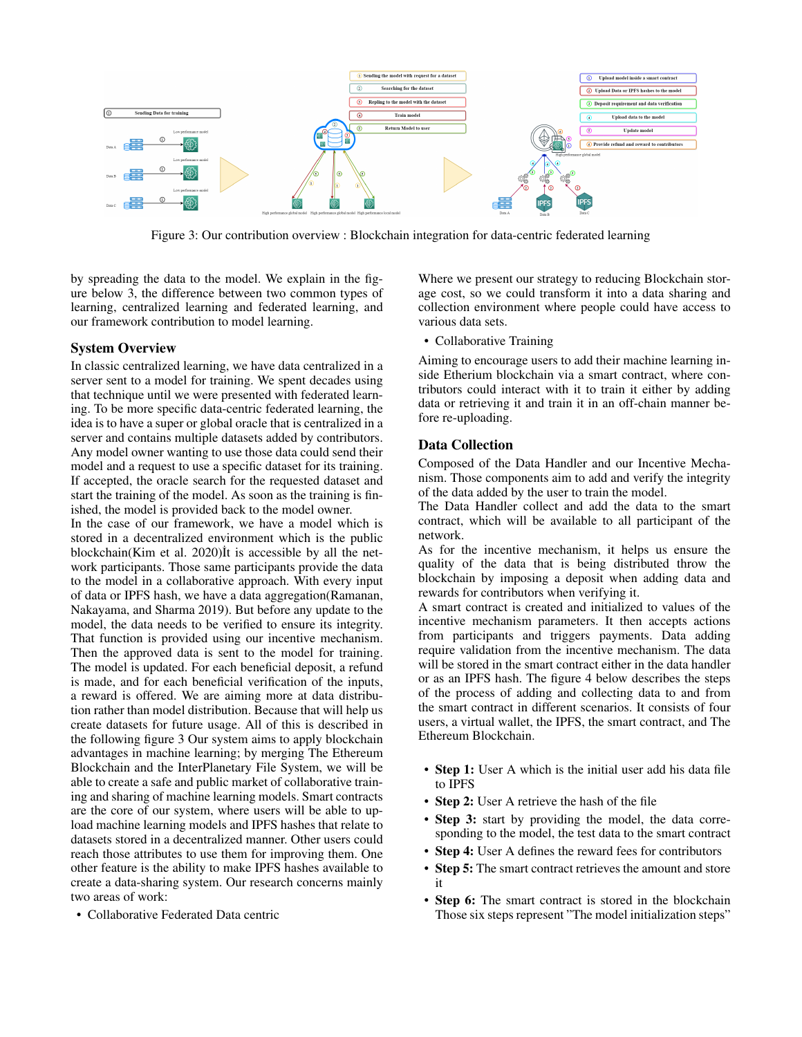Figure 3: Our contribution overview : Blockchain integration for data-centric federated learning

by spreading the data to the model. We explain in the figure below 3, the difference between two common types of learning, centralized learning and federated learning, and our framework contribution to model learning.

## System Overview

In classic centralized learning, we have data centralized in a server sent to a model for training. We spent decades using that technique until we were presented with federated learning. To be more specific data-centric federated learning, the idea is to have a super or global oracle that is centralized in a server and contains multiple datasets added by contributors. Any model owner wanting to use those data could send their model and a request to use a specific dataset for its training. If accepted, the oracle search for the requested dataset and start the training of the model. As soon as the training is finished, the model is provided back to the model owner.
In the case of our framework, we have a model which is stored in a decentralized environment which is the public blockchain(Kim et al. 2020)İt is accessible by all the network participants. Those same participants provide the data to the model in a collaborative approach. With every input of data or IPFS hash, we have a data aggregation(Ramanan, Nakayama, and Sharma 2019). But before any update to the model, the data needs to be verified to ensure its integrity. That function is provided using our incentive mechanism. Then the approved data is sent to the model for training. The model is updated. For each beneficial deposit, a refund is made, and for each beneficial verification of the inputs, a reward is offered. We are aiming more at data distribution rather than model distribution. Because that will help us create datasets for future usage. All of this is described in the following figure 3 Our system aims to apply blockchain advantages in machine learning; by merging The Ethereum Blockchain and the InterPlanetary File System, we will be able to create a safe and public market of collaborative training and sharing of machine learning models. Smart contracts are the core of our system, where users will be able to upload machine learning models and IPFS hashes that relate to datasets stored in a decentralized manner. Other users could reach those attributes to use them for improving them. One other feature is the ability to make IPFS hashes available to create a data-sharing system. Our research concerns mainly two areas of work:

- Collaborative Federated Data centric

Where we present our strategy to reducing Blockchain storage cost, so we could transform it into a data sharing and collection environment where people could have access to various data sets.

- Collaborative Training

Aiming to encourage users to add their machine learning inside Etherium blockchain via a smart contract, where contributors could interact with it to train it either by adding data or retrieving it and train it in an off-chain manner before re-uploading.

## Data Collection

Composed of the Data Handler and our Incentive Mechanism. Those components aim to add and verify the integrity of the data added by the user to train the model.
The Data Handler collect and add the data to the smart contract, which will be available to all participant of the network.
As for the incentive mechanism, it helps us ensure the quality of the data that is being distributed throw the blockchain by imposing a deposit when adding data and rewards for contributors when verifying it.
A smart contract is created and initialized to values of the incentive mechanism parameters. It then accepts actions from participants and triggers payments. Data adding require validation from the incentive mechanism. The data will be stored in the smart contract either in the data handler or as an IPFS hash. The figure 4 below describes the steps of the process of adding and collecting data to and from the smart contract in different scenarios. It consists of four users, a virtual wallet, the IPFS, the smart contract, and The Ethereum Blockchain.

- **Step 1:** User A which is the initial user add his data file to IPFS
- **Step 2:** User A retrieve the hash of the file
- **Step 3:** start by providing the model, the data corresponding to the model, the test data to the smart contract
- **Step 4:** User A defines the reward fees for contributors
- **Step 5:** The smart contract retrieves the amount and store it
- **Step 6:** The smart contract is stored in the blockchain Those six steps represent "The model initialization steps"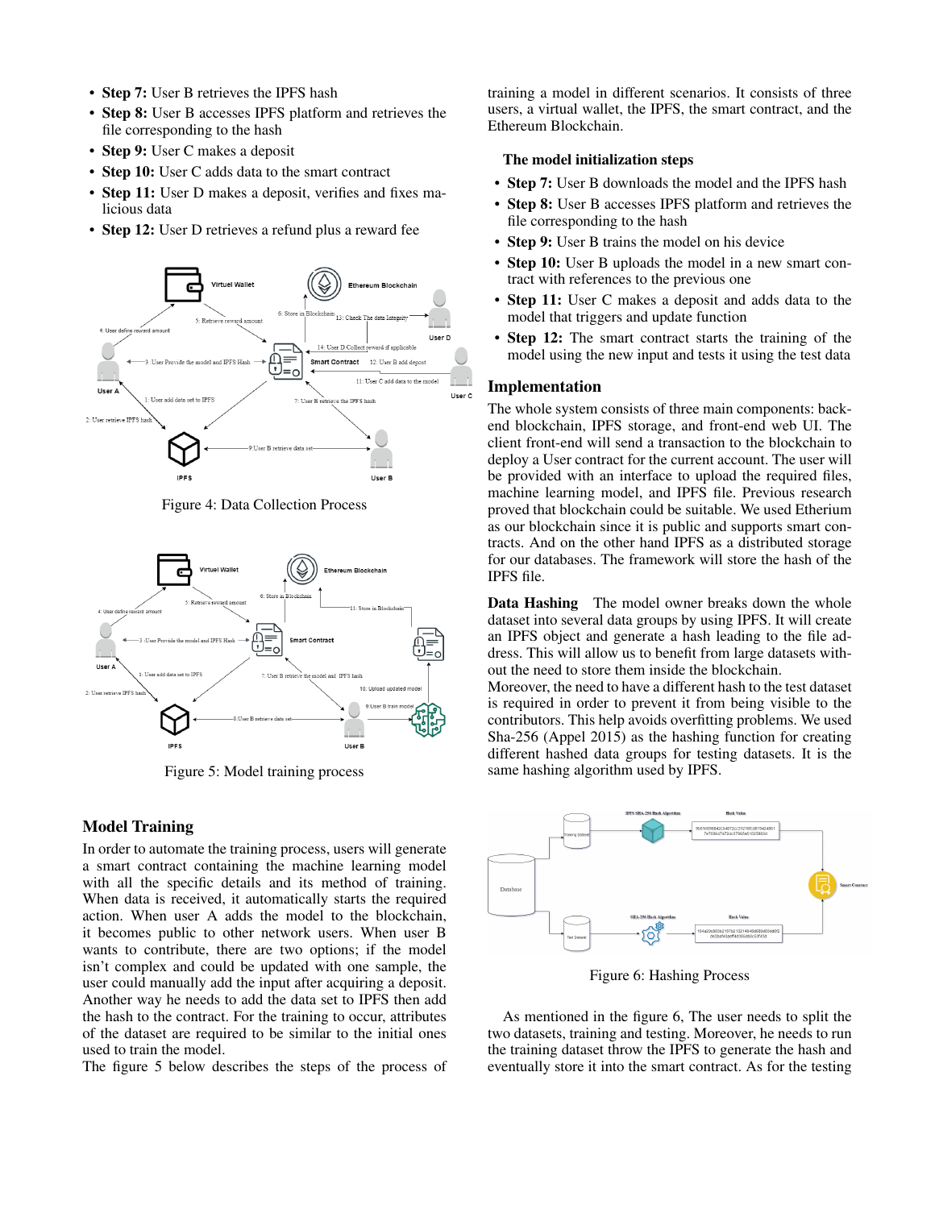- **Step 7:** User B retrieves the IPFS hash
- **Step 8:** User B accesses IPFS platform and retrieves the file corresponding to the hash
- **Step 9:** User C makes a deposit
- **Step 10:** User C adds data to the smart contract
- **Step 11:** User D makes a deposit, verifies and fixes malicious data
- **Step 12:** User D retrieves a refund plus a reward fee

Figure 4: Data Collection Process

Figure 5: Model training process

## Model Training

In order to automate the training process, users will generate a smart contract containing the machine learning model with all the specific details and its method of training. When data is received, it automatically starts the required action. When user A adds the model to the blockchain, it becomes public to other network users. When user B wants to contribute, there are two options; if the model isn't complex and could be updated with one sample, the user could manually add the input after acquiring a deposit. Another way he needs to add the data set to IPFS then add the hash to the contract. For the training to occur, attributes of the dataset are required to be similar to the initial ones used to train the model.
The figure 5 below describes the steps of the process of training a model in different scenarios. It consists of three users, a virtual wallet, the IPFS, the smart contract, and the Ethereum Blockchain.

### The model initialization steps

- **Step 7:** User B downloads the model and the IPFS hash
- **Step 8:** User B accesses IPFS platform and retrieves the file corresponding to the hash
- **Step 9:** User B trains the model on his device
- **Step 10:** User B uploads the model in a new smart contract with references to the previous one
- **Step 11:** User C makes a deposit and adds data to the model that triggers and update function
- **Step 12:** The smart contract starts the training of the model using the new input and tests it using the test data

## Implementation

The whole system consists of three main components: backend blockchain, IPFS storage, and front-end web UI. The client front-end will send a transaction to the blockchain to deploy a User contract for the current account. The user will be provided with an interface to upload the required files, machine learning model, and IPFS file. Previous research proved that blockchain could be suitable. We used Etherium as our blockchain since it is public and supports smart contracts. And on the other hand IPFS as a distributed storage for our databases. The framework will store the hash of the IPFS file.

**Data Hashing** The model owner breaks down the whole dataset into several data groups by using IPFS. It will create an IPFS object and generate a hash leading to the file address. This will allow us to benefit from large datasets without the need to store them inside the blockchain.
Moreover, the need to have a different hash to the test dataset is required in order to prevent it from being visible to the contributors. This help avoids overfitting problems. We used Sha-256 (Appel 2015) as the hashing function for creating different hashed data groups for testing datasets. It is the same hashing algorithm used by IPFS.

Figure 6: Hashing Process

As mentioned in the figure 6, The user needs to split the two datasets, training and testing. Moreover, he needs to run the training dataset throw the IPFS to generate the hash and eventually store it into the smart contract. As for the testing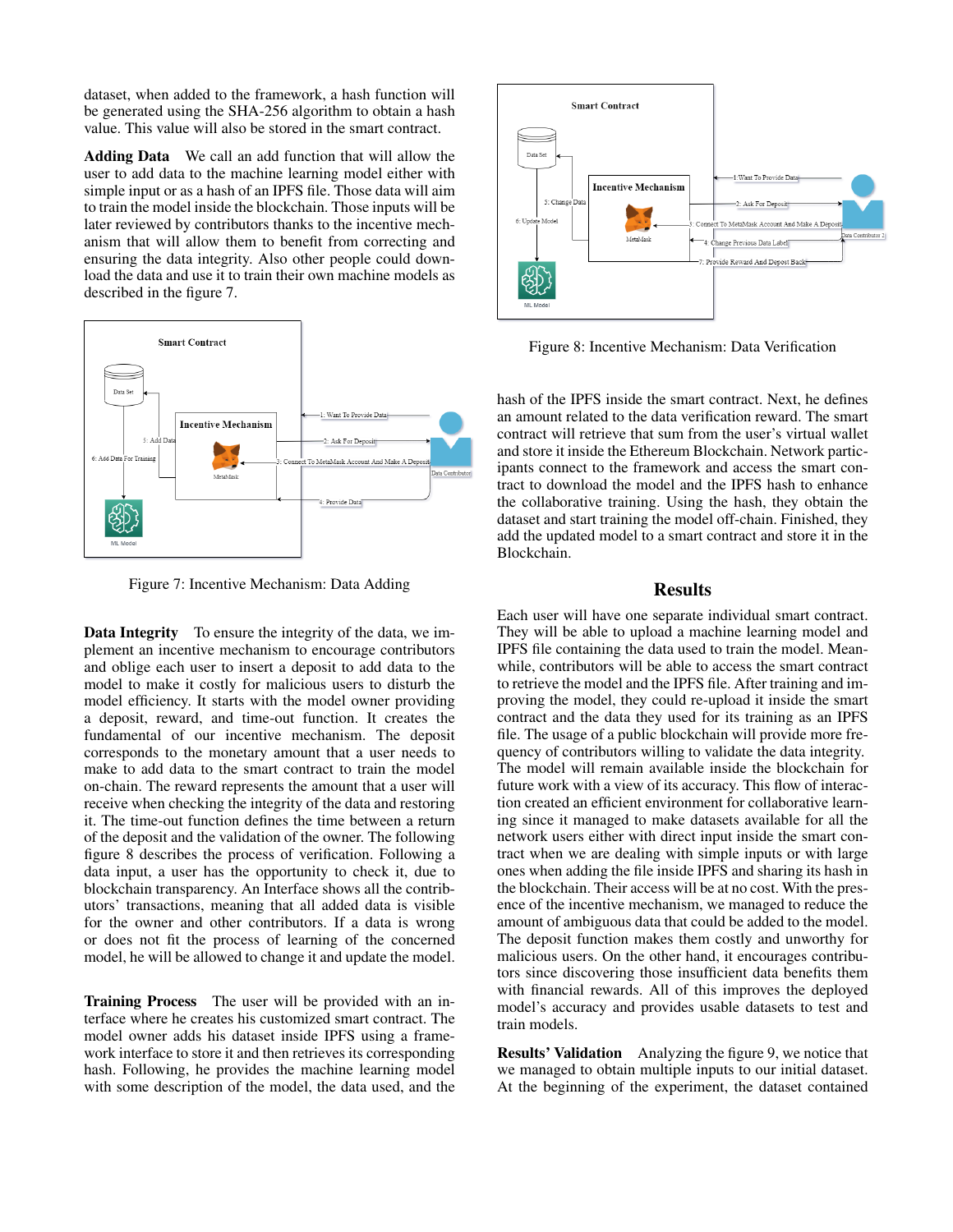dataset, when added to the framework, a hash function will be generated using the SHA-256 algorithm to obtain a hash value. This value will also be stored in the smart contract.

**Adding Data** We call an add function that will allow the user to add data to the machine learning model either with simple input or as a hash of an IPFS file. Those data will aim to train the model inside the blockchain. Those inputs will be later reviewed by contributors thanks to the incentive mechanism that will allow them to benefit from correcting and ensuring the data integrity. Also other people could download the data and use it to train their own machine models as described in the figure 7.

Figure 7: Incentive Mechanism: Data Adding

**Data Integrity** To ensure the integrity of the data, we implement an incentive mechanism to encourage contributors and oblige each user to insert a deposit to add data to the model to make it costly for malicious users to disturb the model efficiency. It starts with the model owner providing a deposit, reward, and time-out function. It creates the fundamental of our incentive mechanism. The deposit corresponds to the monetary amount that a user needs to make to add data to the smart contract to train the model on-chain. The reward represents the amount that a user will receive when checking the integrity of the data and restoring it. The time-out function defines the time between a return of the deposit and the validation of the owner. The following figure 8 describes the process of verification. Following a data input, a user has the opportunity to check it, due to blockchain transparency. An Interface shows all the contributors' transactions, meaning that all added data is visible for the owner and other contributors. If a data is wrong or does not fit the process of learning of the concerned model, he will be allowed to change it and update the model.

**Training Process** The user will be provided with an interface where he creates his customized smart contract. The model owner adds his dataset inside IPFS using a framework interface to store it and then retrieves its corresponding hash. Following, he provides the machine learning model with some description of the model, the data used, and the

Figure 8: Incentive Mechanism: Data Verification

hash of the IPFS inside the smart contract. Next, he defines an amount related to the data verification reward. The smart contract will retrieve that sum from the user's virtual wallet and store it inside the Ethereum Blockchain. Network participants connect to the framework and access the smart contract to download the model and the IPFS hash to enhance the collaborative training. Using the hash, they obtain the dataset and start training the model off-chain. Finished, they add the updated model to a smart contract and store it in the Blockchain.

## Results

Each user will have one separate individual smart contract. They will be able to upload a machine learning model and IPFS file containing the data used to train the model. Meanwhile, contributors will be able to access the smart contract to retrieve the model and the IPFS file. After training and improving the model, they could re-upload it inside the smart contract and the data they used for its training as an IPFS file. The usage of a public blockchain will provide more frequency of contributors willing to validate the data integrity. The model will remain available inside the blockchain for future work with a view of its accuracy. This flow of interaction created an efficient environment for collaborative learning since it managed to make datasets available for all the network users either with direct input inside the smart contract when we are dealing with simple inputs or with large ones when adding the file inside IPFS and sharing its hash in the blockchain. Their access will be at no cost. With the presence of the incentive mechanism, we managed to reduce the amount of ambiguous data that could be added to the model. The deposit function makes them costly and unworthy for malicious users. On the other hand, it encourages contributors since discovering those insufficient data benefits them with financial rewards. All of this improves the deployed model's accuracy and provides usable datasets to test and train models.

**Results' Validation** Analyzing the figure 9, we notice that we managed to obtain multiple inputs to our initial dataset. At the beginning of the experiment, the dataset contained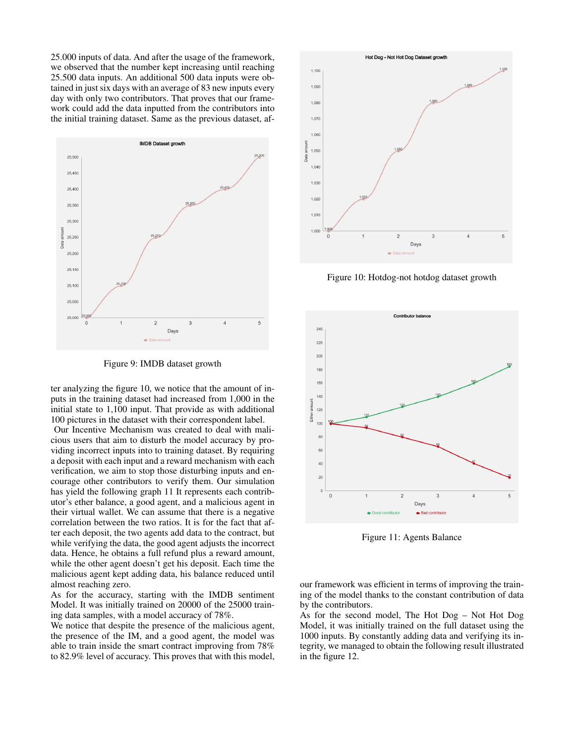25.000 inputs of data. And after the usage of the framework, we observed that the number kept increasing until reaching 25.500 data inputs. An additional 500 data inputs were obtained in just six days with an average of 83 new inputs every day with only two contributors. That proves that our framework could add the data inputted from the contributors into the initial training dataset. Same as the previous dataset, after analyzing the figure 10, we notice that the amount of inputs in the training dataset had increased from 1,000 in the initial state to 1,100 input. That provide as with additional 100 pictures in the dataset with their correspondent label.

Figure 9: IMDB dataset growth

Our Incentive Mechanism was created to deal with malicious users that aim to disturb the model accuracy by providing incorrect inputs into to training dataset. By requiring a deposit with each input and a reward mechanism with each verification, we aim to stop those disturbing inputs and encourage other contributors to verify them. Our simulation has yield the following graph 11 It represents each contributor's ether balance, a good agent, and a malicious agent in their virtual wallet. We can assume that there is a negative correlation between the two ratios. It is for the fact that after each deposit, the two agents add data to the contract, but while verifying the data, the good agent adjusts the incorrect data. Hence, he obtains a full refund plus a reward amount, while the other agent doesn't get his deposit. Each time the malicious agent kept adding data, his balance reduced until almost reaching zero.

As for the accuracy, starting with the IMDB sentiment Model. It was initially trained on 20000 of the 25000 training data samples, with a model accuracy of 78%.

We notice that despite the presence of the malicious agent, the presence of the IM, and a good agent, the model was able to train inside the smart contract improving from 78% to 82.9% level of accuracy. This proves that with this model, our framework was efficient in terms of improving the training of the model thanks to the constant contribution of data by the contributors.

Figure 10: Hotdog-not hotdog dataset growth

Figure 11: Agents Balance

As for the second model, The Hot Dog – Not Hot Dog Model, it was initially trained on the full dataset using the 1000 inputs. By constantly adding data and verifying its integrity, we managed to obtain the following result illustrated in the figure 12.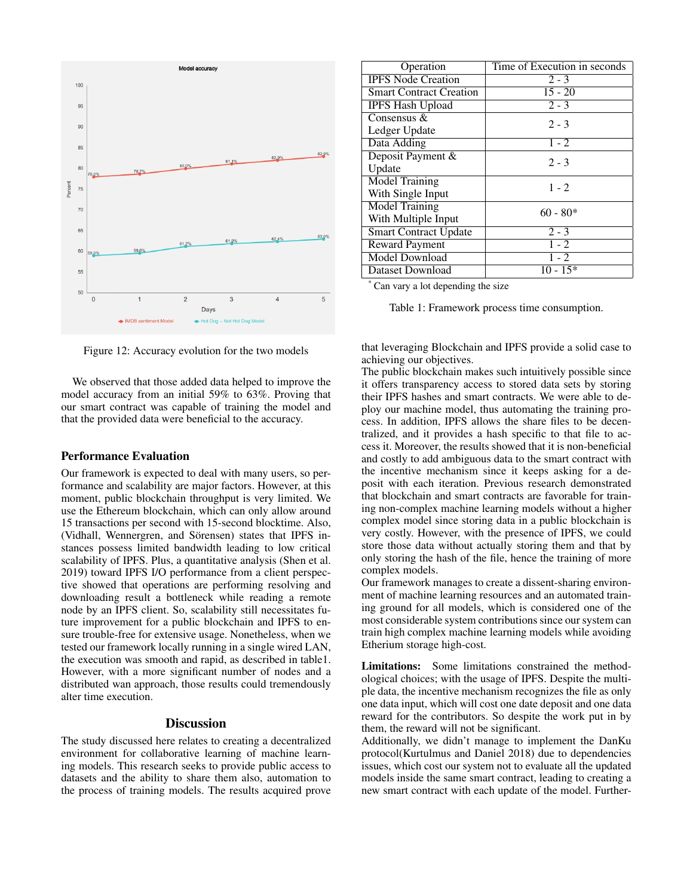Figure 12: Accuracy evolution for the two models

We observed that those added data helped to improve the model accuracy from an initial 59% to 63%. Proving that our smart contract was capable of training the model and that the provided data were beneficial to the accuracy.

### Performance Evaluation

Our framework is expected to deal with many users, so performance and scalability are major factors. However, at this moment, public blockchain throughput is very limited. We use the Ethereum blockchain, which can only allow around 15 transactions per second with 15-second blocktime. Also, (Vidhall, Wennergren, and Sörensen) states that IPFS instances possess limited bandwidth leading to low critical scalability of IPFS. Plus, a quantitative analysis (Shen et al. 2019) toward IPFS I/O performance from a client perspective showed that operations are performing resolving and downloading result a bottleneck while reading a remote node by an IPFS client. So, scalability still necessitates future improvement for a public blockchain and IPFS to ensure trouble-free for extensive usage. Nonetheless, when we tested our framework locally running in a single wired LAN, the execution was smooth and rapid, as described in table1. However, with a more significant number of nodes and a distributed wan approach, those results could tremendously alter time execution.

| Operation | Time of Execution in seconds |
|---|---|
| IPFS Node Creation | 2 - 3 |
| Smart Contract Creation | 15 - 20 |
| IPFS Hash Upload | 2 - 3 |
| Consensus & Ledger Update | 2 - 3 |
| Data Adding | 1 - 2 |
| Deposit Payment & Update | 2 - 3 |
| Model Training With Single Input | 1 - 2 |
| Model Training With Multiple Input | 60 - 80* |
| Smart Contract Update | 2 - 3 |
| Reward Payment | 1 - 2 |
| Model Download | 1 - 2 |
| Dataset Download | 10 - 15* |

\* Can vary a lot depending the size

Table 1: Framework process time consumption.

## Discussion

The study discussed here relates to creating a decentralized environment for collaborative learning of machine learning models. This research seeks to provide public access to datasets and the ability to share them also, automation to the process of training models. The results acquired prove that leveraging Blockchain and IPFS provide a solid case to achieving our objectives.
The public blockchain makes such intuitively possible since it offers transparency access to stored data sets by storing their IPFS hashes and smart contracts. We were able to deploy our machine model, thus automating the training process. In addition, IPFS allows the share files to be decentralized, and it provides a hash specific to that file to access it. Moreover, the results showed that it is non-beneficial and costly to add ambiguous data to the smart contract with the incentive mechanism since it keeps asking for a deposit with each iteration. Previous research demonstrated that blockchain and smart contracts are favorable for training non-complex machine learning models without a higher complex model since storing data in a public blockchain is very costly. However, with the presence of IPFS, we could store those data without actually storing them and that by only storing the hash of the file, hence the training of more complex models.
Our framework manages to create a dissent-sharing environment of machine learning resources and an automated training ground for all models, which is considered one of the most considerable system contributions since our system can train high complex machine learning models while avoiding Etherium storage high-cost.

**Limitations:** Some limitations constrained the methodological choices; with the usage of IPFS. Despite the multiple data, the incentive mechanism recognizes the file as only one data input, which will cost one date deposit and one data reward for the contributors. So despite the work put in by them, the reward will not be significant.
Additionally, we didn't manage to implement the DanKu protocol(Kurtulmus and Daniel 2018) due to dependencies issues, which cost our system not to evaluate all the updated models inside the same smart contract, leading to creating a new smart contract with each update of the model. Further-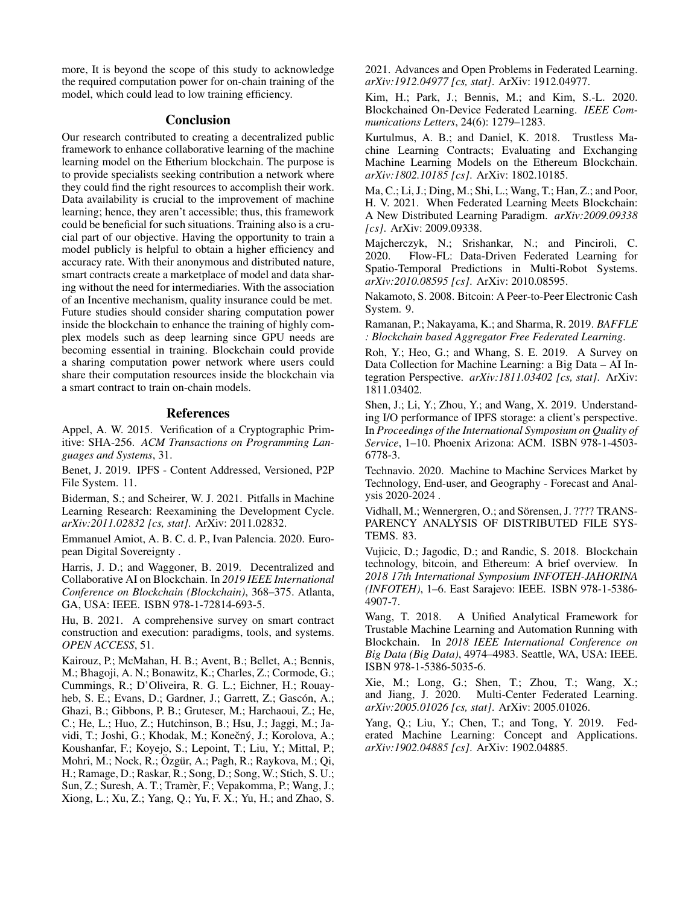more, It is beyond the scope of this study to acknowledge the required computation power for on-chain training of the model, which could lead to low training efficiency.

## Conclusion

Our research contributed to creating a decentralized public framework to enhance collaborative learning of the machine learning model on the Etherium blockchain. The purpose is to provide specialists seeking contribution a network where they could find the right resources to accomplish their work. Data availability is crucial to the improvement of machine learning; hence, they aren't accessible; thus, this framework could be beneficial for such situations. Training also is a crucial part of our objective. Having the opportunity to train a model publicly is helpful to obtain a higher efficiency and accuracy rate. With their anonymous and distributed nature, smart contracts create a marketplace of model and data sharing without the need for intermediaries. With the association of an Incentive mechanism, quality insurance could be met. Future studies should consider sharing computation power inside the blockchain to enhance the training of highly complex models such as deep learning since GPU needs are becoming essential in training. Blockchain could provide a sharing computation power network where users could share their computation resources inside the blockchain via a smart contract to train on-chain models.

## References

Appel, A. W. 2015. Verification of a Cryptographic Primitive: SHA-256. *ACM Transactions on Programming Languages and Systems*, 31.

Benet, J. 2019. IPFS - Content Addressed, Versioned, P2P File System. 11.

Biderman, S.; and Scheirer, W. J. 2021. Pitfalls in Machine Learning Research: Reexamining the Development Cycle. *arXiv:2011.02832 [cs, stat]*. ArXiv: 2011.02832.

Emmanuel Amiot, A. B. C. d. P., Ivan Palencia. 2020. European Digital Sovereignty .

Harris, J. D.; and Waggoner, B. 2019. Decentralized and Collaborative AI on Blockchain. In *2019 IEEE International Conference on Blockchain (Blockchain)*, 368–375. Atlanta, GA, USA: IEEE. ISBN 978-1-72814-693-5.

Hu, B. 2021. A comprehensive survey on smart contract construction and execution: paradigms, tools, and systems. *OPEN ACCESS*, 51.

Kairouz, P.; McMahan, H. B.; Avent, B.; Bellet, A.; Bennis, M.; Bhagoji, A. N.; Bonawitz, K.; Charles, Z.; Cormode, G.; Cummings, R.; D'Oliveira, R. G. L.; Eichner, H.; Rouayheb, S. E.; Evans, D.; Gardner, J.; Garrett, Z.; Gascón, A.; Ghazi, B.; Gibbons, P. B.; Gruteser, M.; Harchaoui, Z.; He, C.; He, L.; Huo, Z.; Hutchinson, B.; Hsu, J.; Jaggi, M.; Javidi, T.; Joshi, G.; Khodak, M.; Konečný, J.; Korolova, A.; Koushanfar, F.; Koyejo, S.; Lepoint, T.; Liu, Y.; Mittal, P.; Mohri, M.; Nock, R.; Özgür, A.; Pagh, R.; Raykova, M.; Qi, H.; Ramage, D.; Raskar, R.; Song, D.; Song, W.; Stich, S. U.; Sun, Z.; Suresh, A. T.; Tramèr, F.; Vepakomma, P.; Wang, J.; Xiong, L.; Xu, Z.; Yang, Q.; Yu, F. X.; Yu, H.; and Zhao, S. 2021. Advances and Open Problems in Federated Learning. *arXiv:1912.04977 [cs, stat]*. ArXiv: 1912.04977.

Kim, H.; Park, J.; Bennis, M.; and Kim, S.-L. 2020. Blockchained On-Device Federated Learning. *IEEE Communications Letters*, 24(6): 1279–1283.

Kurtulmus, A. B.; and Daniel, K. 2018. Trustless Machine Learning Contracts; Evaluating and Exchanging Machine Learning Models on the Ethereum Blockchain. *arXiv:1802.10185 [cs]*. ArXiv: 1802.10185.

Ma, C.; Li, J.; Ding, M.; Shi, L.; Wang, T.; Han, Z.; and Poor, H. V. 2021. When Federated Learning Meets Blockchain: A New Distributed Learning Paradigm. *arXiv:2009.09338 [cs]*. ArXiv: 2009.09338.

Majcherczyk, N.; Srishankar, N.; and Pinciroli, C. 2020. Flow-FL: Data-Driven Federated Learning for Spatio-Temporal Predictions in Multi-Robot Systems. *arXiv:2010.08595 [cs]*. ArXiv: 2010.08595.

Nakamoto, S. 2008. Bitcoin: A Peer-to-Peer Electronic Cash System. 9.

Ramanan, P.; Nakayama, K.; and Sharma, R. 2019. *BAFFLE : Blockchain based Aggregator Free Federated Learning*.

Roh, Y.; Heo, G.; and Whang, S. E. 2019. A Survey on Data Collection for Machine Learning: a Big Data – AI Integration Perspective. *arXiv:1811.03402 [cs, stat]*. ArXiv: 1811.03402.

Shen, J.; Li, Y.; Zhou, Y.; and Wang, X. 2019. Understanding I/O performance of IPFS storage: a client's perspective. In *Proceedings of the International Symposium on Quality of Service*, 1–10. Phoenix Arizona: ACM. ISBN 978-1-4503-6778-3.

Technavio. 2020. Machine to Machine Services Market by Technology, End-user, and Geography - Forecast and Analysis 2020-2024 .

Vidhall, M.; Wennergren, O.; and Sörensen, J. ???? TRANSPARENCY ANALYSIS OF DISTRIBUTED FILE SYSTEMS. 83.

Vujicic, D.; Jagodic, D.; and Randic, S. 2018. Blockchain technology, bitcoin, and Ethereum: A brief overview. In *2018 17th International Symposium INFOTEH-JAHORINA (INFOTEH)*, 1–6. East Sarajevo: IEEE. ISBN 978-1-5386-4907-7.

Wang, T. 2018. A Unified Analytical Framework for Trustable Machine Learning and Automation Running with Blockchain. In *2018 IEEE International Conference on Big Data (Big Data)*, 4974–4983. Seattle, WA, USA: IEEE. ISBN 978-1-5386-5035-6.

Xie, M.; Long, G.; Shen, T.; Zhou, T.; Wang, X.; and Jiang, J. 2020. Multi-Center Federated Learning. *arXiv:2005.01026 [cs, stat]*. ArXiv: 2005.01026.

Yang, Q.; Liu, Y.; Chen, T.; and Tong, Y. 2019. Federated Machine Learning: Concept and Applications. *arXiv:1902.04885 [cs]*. ArXiv: 1902.04885.